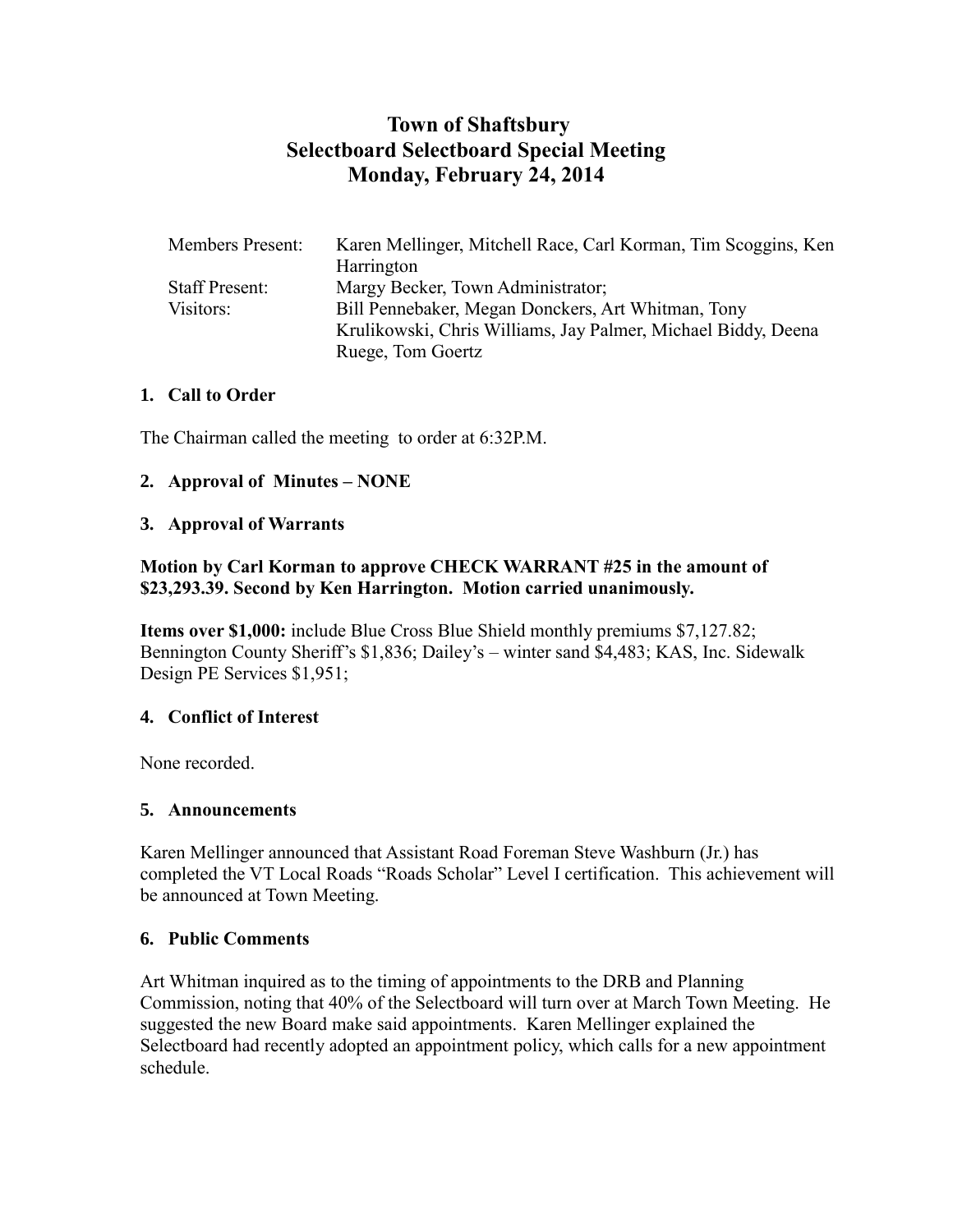# Town of Shaftsbury
## Selectboard Selectboard Special Meeting
## Monday, February 24, 2014

| | |
|---|---|
| Members Present: | Karen Mellinger, Mitchell Race, Carl Korman, Tim Scoggins, Ken Harrington |
| Staff Present: | Margy Becker, Town Administrator; |
| Visitors: | Bill Pennebaker, Megan Donckers, Art Whitman, Tony Krulikowski, Chris Williams, Jay Palmer, Michael Biddy, Deena Ruege, Tom Goertz |

### 1. Call to Order

The Chairman called the meeting to order at 6:32P.M.

### 2. Approval of Minutes – NONE

### 3. Approval of Warrants

**Motion by Carl Korman to approve CHECK WARRANT #25 in the amount of $23,293.39. Second by Ken Harrington. Motion carried unanimously.**

**Items over $1,000:** include Blue Cross Blue Shield monthly premiums $7,127.82; Bennington County Sheriff's $1,836; Dailey's – winter sand $4,483; KAS, Inc. Sidewalk Design PE Services $1,951;

### 4. Conflict of Interest

None recorded.

### 5. Announcements

Karen Mellinger announced that Assistant Road Foreman Steve Washburn (Jr.) has completed the VT Local Roads "Roads Scholar" Level I certification. This achievement will be announced at Town Meeting.

### 6. Public Comments

Art Whitman inquired as to the timing of appointments to the DRB and Planning Commission, noting that 40% of the Selectboard will turn over at March Town Meeting. He suggested the new Board make said appointments. Karen Mellinger explained the Selectboard had recently adopted an appointment policy, which calls for a new appointment schedule.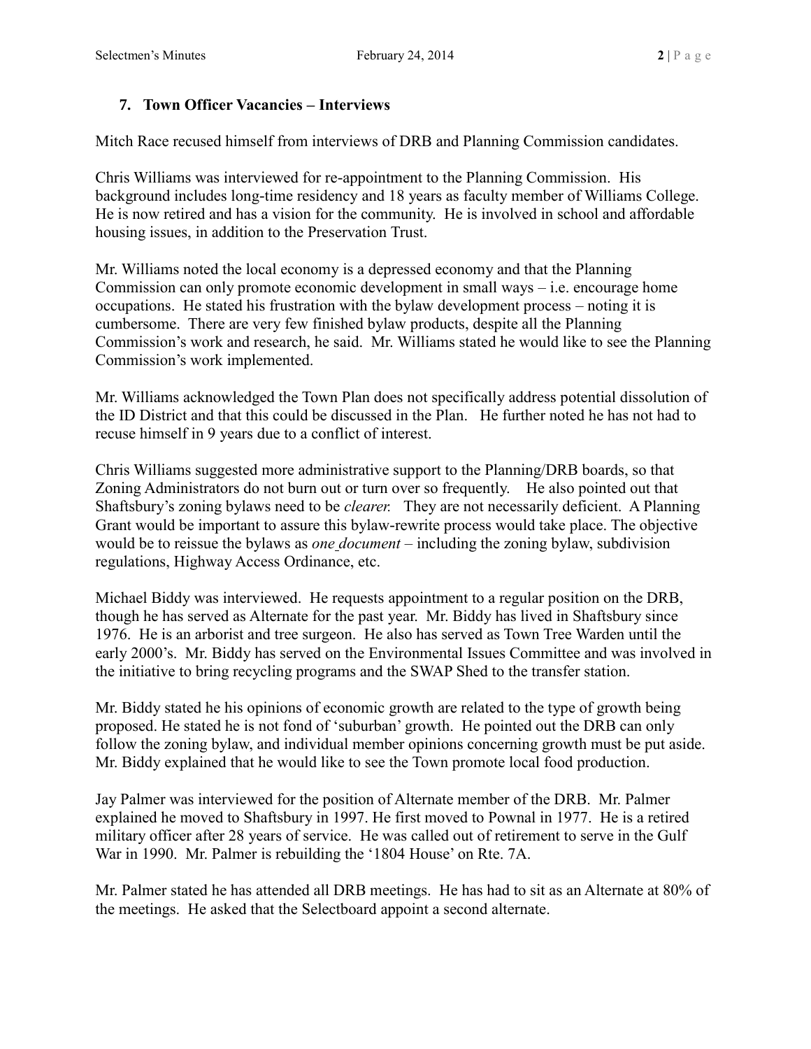## 7. Town Officer Vacancies – Interviews

Mitch Race recused himself from interviews of DRB and Planning Commission candidates.

Chris Williams was interviewed for re-appointment to the Planning Commission. His background includes long-time residency and 18 years as faculty member of Williams College. He is now retired and has a vision for the community. He is involved in school and affordable housing issues, in addition to the Preservation Trust.

Mr. Williams noted the local economy is a depressed economy and that the Planning Commission can only promote economic development in small ways – i.e. encourage home occupations. He stated his frustration with the bylaw development process – noting it is cumbersome. There are very few finished bylaw products, despite all the Planning Commission's work and research, he said. Mr. Williams stated he would like to see the Planning Commission's work implemented.

Mr. Williams acknowledged the Town Plan does not specifically address potential dissolution of the ID District and that this could be discussed in the Plan. He further noted he has not had to recuse himself in 9 years due to a conflict of interest.

Chris Williams suggested more administrative support to the Planning/DRB boards, so that Zoning Administrators do not burn out or turn over so frequently. He also pointed out that Shaftsbury's zoning bylaws need to be *clearer.* They are not necessarily deficient. A Planning Grant would be important to assure this bylaw-rewrite process would take place. The objective would be to reissue the bylaws as *one document* – including the zoning bylaw, subdivision regulations, Highway Access Ordinance, etc.

Michael Biddy was interviewed. He requests appointment to a regular position on the DRB, though he has served as Alternate for the past year. Mr. Biddy has lived in Shaftsbury since 1976. He is an arborist and tree surgeon. He also has served as Town Tree Warden until the early 2000's. Mr. Biddy has served on the Environmental Issues Committee and was involved in the initiative to bring recycling programs and the SWAP Shed to the transfer station.

Mr. Biddy stated he his opinions of economic growth are related to the type of growth being proposed. He stated he is not fond of 'suburban' growth. He pointed out the DRB can only follow the zoning bylaw, and individual member opinions concerning growth must be put aside. Mr. Biddy explained that he would like to see the Town promote local food production.

Jay Palmer was interviewed for the position of Alternate member of the DRB. Mr. Palmer explained he moved to Shaftsbury in 1997. He first moved to Pownal in 1977. He is a retired military officer after 28 years of service. He was called out of retirement to serve in the Gulf War in 1990. Mr. Palmer is rebuilding the '1804 House' on Rte. 7A.

Mr. Palmer stated he has attended all DRB meetings. He has had to sit as an Alternate at 80% of the meetings. He asked that the Selectboard appoint a second alternate.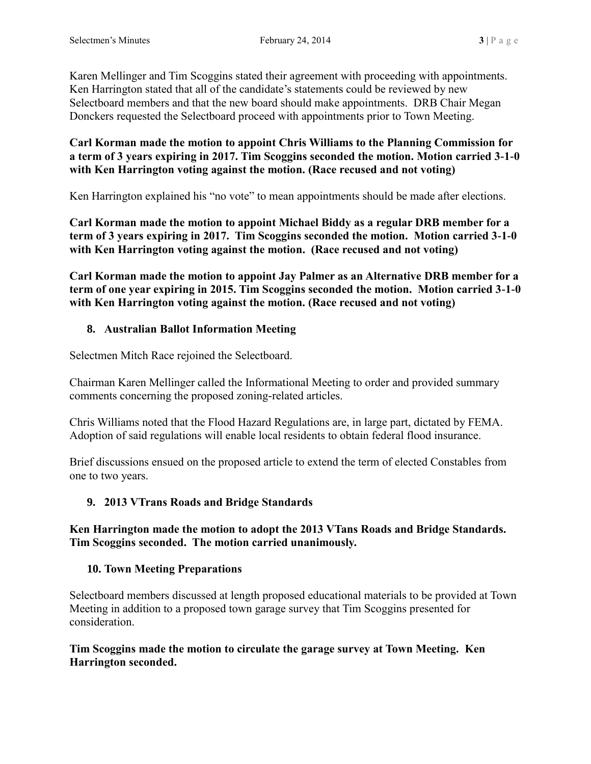Karen Mellinger and Tim Scoggins stated their agreement with proceeding with appointments. Ken Harrington stated that all of the candidate's statements could be reviewed by new Selectboard members and that the new board should make appointments. DRB Chair Megan Donckers requested the Selectboard proceed with appointments prior to Town Meeting.

**Carl Korman made the motion to appoint Chris Williams to the Planning Commission for a term of 3 years expiring in 2017. Tim Scoggins seconded the motion. Motion carried 3-1-0 with Ken Harrington voting against the motion. (Race recused and not voting)**

Ken Harrington explained his "no vote" to mean appointments should be made after elections.

**Carl Korman made the motion to appoint Michael Biddy as a regular DRB member for a term of 3 years expiring in 2017. Tim Scoggins seconded the motion. Motion carried 3-1-0 with Ken Harrington voting against the motion. (Race recused and not voting)**

**Carl Korman made the motion to appoint Jay Palmer as an Alternative DRB member for a term of one year expiring in 2015. Tim Scoggins seconded the motion. Motion carried 3-1-0 with Ken Harrington voting against the motion. (Race recused and not voting)**

**8. Australian Ballot Information Meeting**

Selectmen Mitch Race rejoined the Selectboard.

Chairman Karen Mellinger called the Informational Meeting to order and provided summary comments concerning the proposed zoning-related articles.

Chris Williams noted that the Flood Hazard Regulations are, in large part, dictated by FEMA. Adoption of said regulations will enable local residents to obtain federal flood insurance.

Brief discussions ensued on the proposed article to extend the term of elected Constables from one to two years.

**9. 2013 VTrans Roads and Bridge Standards**

**Ken Harrington made the motion to adopt the 2013 VTans Roads and Bridge Standards. Tim Scoggins seconded. The motion carried unanimously.**

**10. Town Meeting Preparations**

Selectboard members discussed at length proposed educational materials to be provided at Town Meeting in addition to a proposed town garage survey that Tim Scoggins presented for consideration.

**Tim Scoggins made the motion to circulate the garage survey at Town Meeting. Ken Harrington seconded.**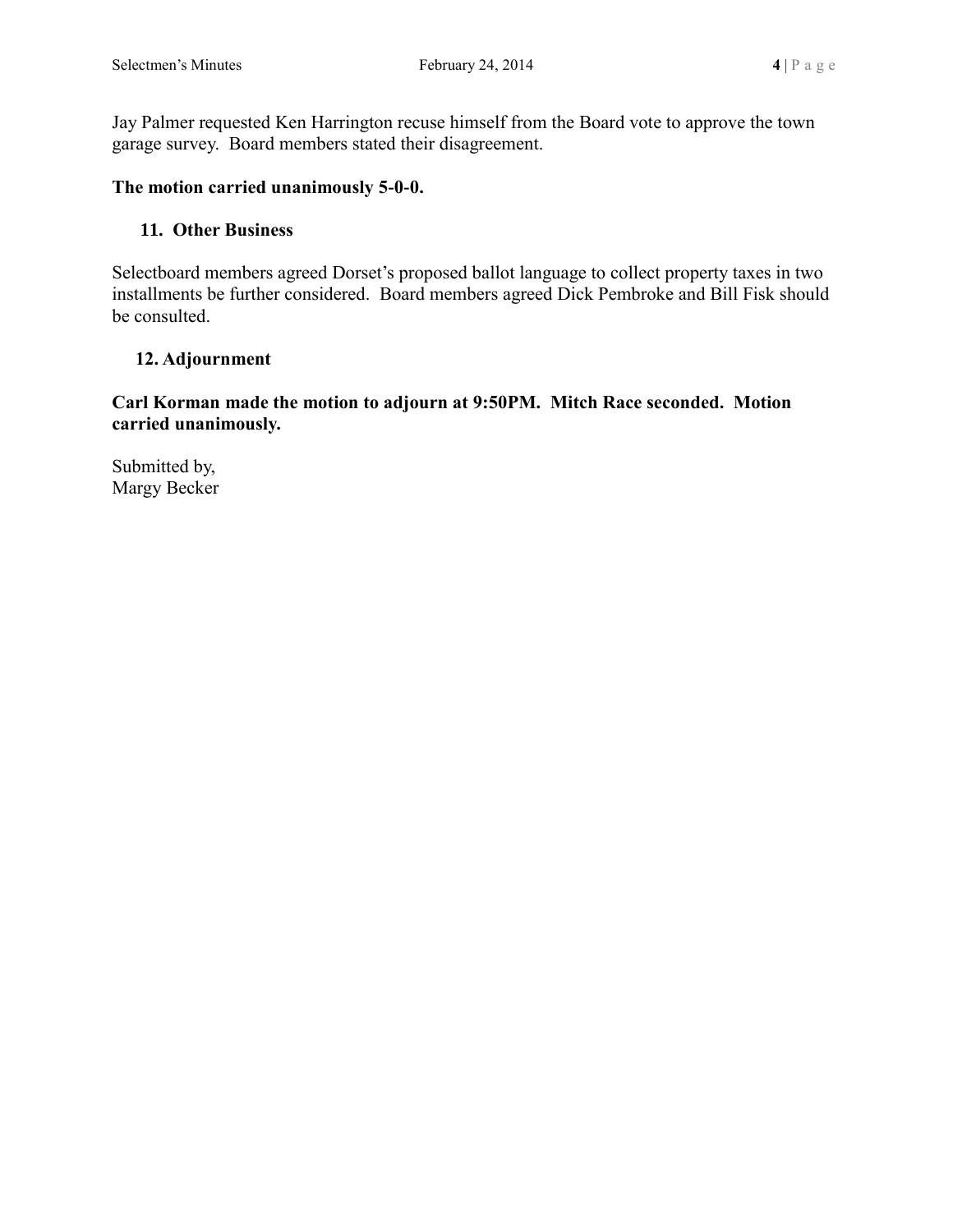Jay Palmer requested Ken Harrington recuse himself from the Board vote to approve the town garage survey. Board members stated their disagreement.

**The motion carried unanimously 5-0-0.**

## 11. Other Business

Selectboard members agreed Dorset's proposed ballot language to collect property taxes in two installments be further considered. Board members agreed Dick Pembroke and Bill Fisk should be consulted.

## 12. Adjournment

**Carl Korman made the motion to adjourn at 9:50PM. Mitch Race seconded. Motion carried unanimously.**

Submitted by,
Margy Becker